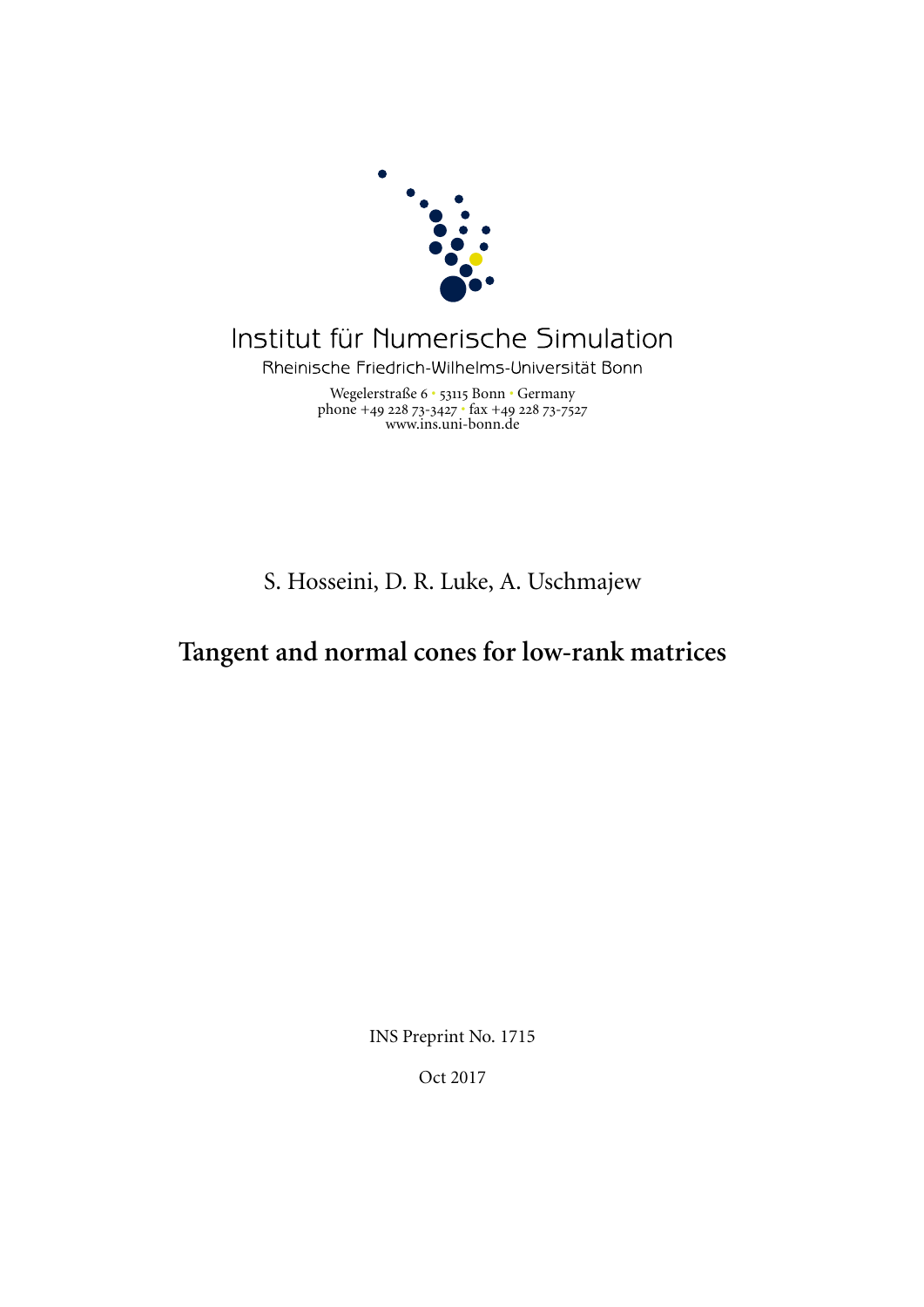Institut für Numerische Simulation

Rheinische Friedrich-Wilhelms-Universität Bonn

Wegelerstraße 6 • 53115 Bonn • Germany
phone +49 228 73-3427 • fax +49 228 73-7527
www.ins.uni-bonn.de

S. Hosseini, D. R. Luke, A. Uschmajew

# Tangent and normal cones for low-rank matrices

INS Preprint No. 1715

Oct 2017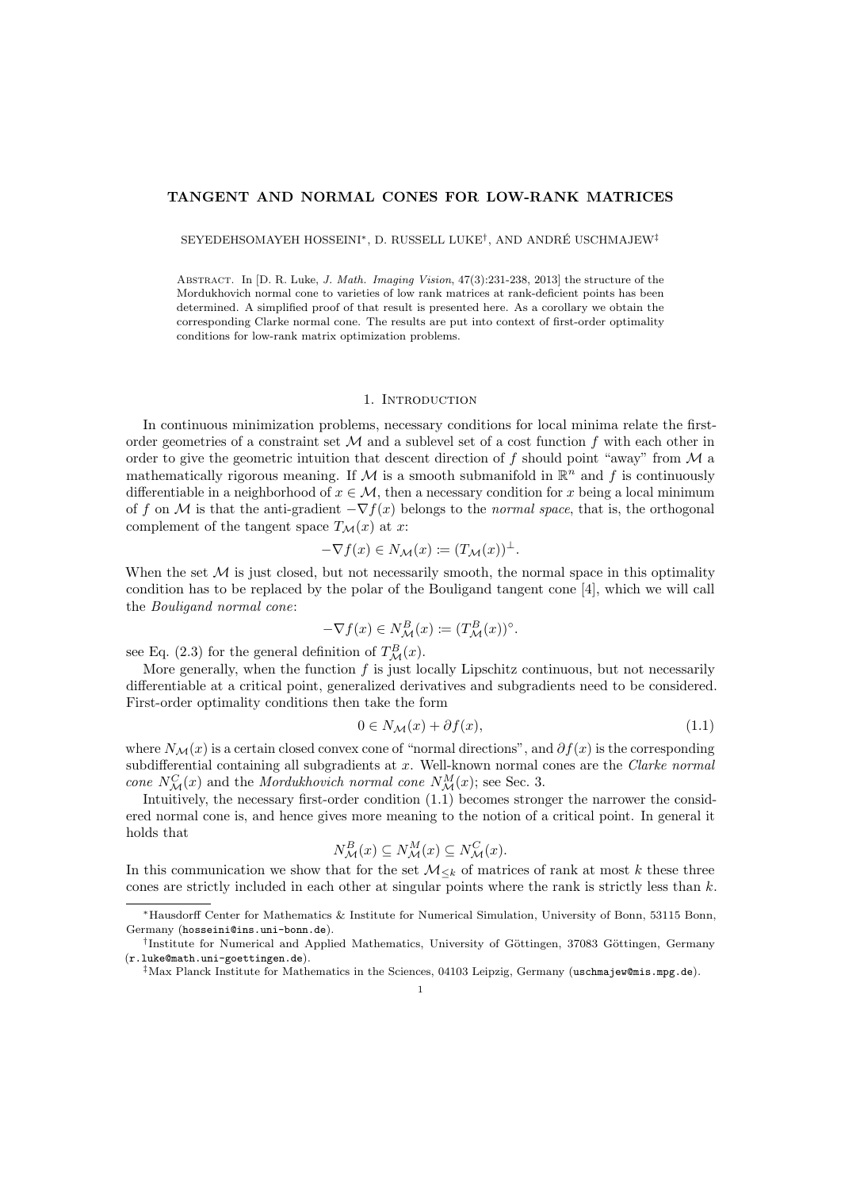# TANGENT AND NORMAL CONES FOR LOW-RANK MATRICES

SEYEDEHSOMAYEH HOSSEINI*, D. RUSSELL LUKE†, AND ANDRÉ USCHMAJEW‡

Abstract. In [D. R. Luke, *J. Math. Imaging Vision*, 47(3):231-238, 2013] the structure of the Mordukhovich normal cone to varieties of low rank matrices at rank-deficient points has been determined. A simplified proof of that result is presented here. As a corollary we obtain the corresponding Clarke normal cone. The results are put into context of first-order optimality conditions for low-rank matrix optimization problems.

## 1. Introduction

In continuous minimization problems, necessary conditions for local minima relate the first-order geometries of a constraint set $\mathcal{M}$ and a sublevel set of a cost function $f$ with each other in order to give the geometric intuition that descent direction of $f$ should point "away" from $\mathcal{M}$ a mathematically rigorous meaning. If $\mathcal{M}$ is a smooth submanifold in $\mathbb{R}^n$ and $f$ is continuously differentiable in a neighborhood of $x \in \mathcal{M}$, then a necessary condition for $x$ being a local minimum of $f$ on $\mathcal{M}$ is that the anti-gradient $-\nabla f(x)$ belongs to the *normal space*, that is, the orthogonal complement of the tangent space $T_{\mathcal{M}}(x)$ at $x$:

$$-\nabla f(x) \in N_{\mathcal{M}}(x) := (T_{\mathcal{M}}(x))^{\perp}.$$

When the set $\mathcal{M}$ is just closed, but not necessarily smooth, the normal space in this optimality condition has to be replaced by the polar of the Bouligand tangent cone [4], which we will call the *Bouligand normal cone*:

$$-\nabla f(x) \in N^B_{\mathcal{M}}(x) := (T^B_{\mathcal{M}}(x))^{\circ}.$$

see Eq. (2.3) for the general definition of $T^B_{\mathcal{M}}(x)$.

More generally, when the function $f$ is just locally Lipschitz continuous, but not necessarily differentiable at a critical point, generalized derivatives and subgradients need to be considered. First-order optimality conditions then take the form

$$0 \in N_{\mathcal{M}}(x) + \partial f(x), \tag{1.1}$$

where $N_{\mathcal{M}}(x)$ is a certain closed convex cone of "normal directions", and $\partial f(x)$ is the corresponding subdifferential containing all subgradients at $x$. Well-known normal cones are the *Clarke normal cone* $N^C_{\mathcal{M}}(x)$ and the *Mordukhovich normal cone* $N^M_{\mathcal{M}}(x)$; see Sec. 3.

Intuitively, the necessary first-order condition (1.1) becomes stronger the narrower the considered normal cone is, and hence gives more meaning to the notion of a critical point. In general it holds that

$$N^B_{\mathcal{M}}(x) \subseteq N^M_{\mathcal{M}}(x) \subseteq N^C_{\mathcal{M}}(x).$$

In this communication we show that for the set $\mathcal{M}_{\le k}$ of matrices of rank at most $k$ these three cones are strictly included in each other at singular points where the rank is strictly less than $k$.

---

*Hausdorff Center for Mathematics & Institute for Numerical Simulation, University of Bonn, 53115 Bonn, Germany (hosseini@ins.uni-bonn.de).

†Institute for Numerical and Applied Mathematics, University of Göttingen, 37083 Göttingen, Germany (r.luke@math.uni-goettingen.de).

‡Max Planck Institute for Mathematics in the Sciences, 04103 Leipzig, Germany (uschmajew@mis.mpg.de).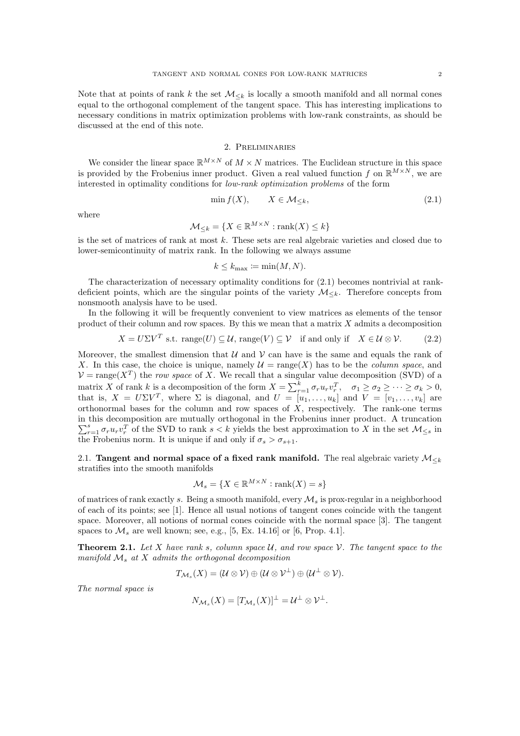Note that at points of rank $k$ the set $\mathcal{M}_{\leq k}$ is locally a smooth manifold and all normal cones equal to the orthogonal complement of the tangent space. This has interesting implications to necessary conditions in matrix optimization problems with low-rank constraints, as should be discussed at the end of this note.

## 2. Preliminaries

We consider the linear space $\mathbb{R}^{M \times N}$ of $M \times N$ matrices. The Euclidean structure in this space is provided by the Frobenius inner product. Given a real valued function $f$ on $\mathbb{R}^{M \times N}$, we are interested in optimality conditions for *low-rank optimization problems* of the form

$$\min f(X), \qquad X \in \mathcal{M}_{\leq k}, \tag{2.1}$$

where

$$\mathcal{M}_{\leq k} = \{X \in \mathbb{R}^{M \times N} : \operatorname{rank}(X) \leq k\}$$

is the set of matrices of rank at most $k$. These sets are real algebraic varieties and closed due to lower-semicontinuity of matrix rank. In the following we always assume

$$k \leq k_{\max} := \min(M, N).$$

The characterization of necessary optimality conditions for (2.1) becomes nontrivial at rank-deficient points, which are the singular points of the variety $\mathcal{M}_{\leq k}$. Therefore concepts from nonsmooth analysis have to be used.

In the following it will be frequently convenient to view matrices as elements of the tensor product of their column and row spaces. By this we mean that a matrix $X$ admits a decomposition

$$X = U\Sigma V^T \text{ s.t. } \operatorname{range}(U) \subseteq \mathcal{U}, \operatorname{range}(V) \subseteq \mathcal{V} \quad \text{if and only if} \quad X \in \mathcal{U} \otimes \mathcal{V}. \tag{2.2}$$

Moreover, the smallest dimension that $\mathcal{U}$ and $\mathcal{V}$ can have is the same and equals the rank of $X$. In this case, the choice is unique, namely $\mathcal{U} = \operatorname{range}(X)$ has to be the *column space*, and $\mathcal{V} = \operatorname{range}(X^T)$ the *row space* of $X$. We recall that a singular value decomposition (SVD) of a matrix $X$ of rank $k$ is a decomposition of the form $X = \sum_{r=1}^{k} \sigma_r u_r v_r^T$, $\sigma_1 \geq \sigma_2 \geq \cdots \geq \sigma_k > 0$, that is, $X = U\Sigma V^T$, where $\Sigma$ is diagonal, and $U = [u_1, \ldots, u_k]$ and $V = [v_1, \ldots, v_k]$ are orthonormal bases for the column and row spaces of $X$, respectively. The rank-one terms in this decomposition are mutually orthogonal in the Frobenius inner product. A truncation $\sum_{r=1}^{s} \sigma_r u_r v_r^T$ of the SVD to rank $s < k$ yields the best approximation to $X$ in the set $\mathcal{M}_{\leq s}$ in the Frobenius norm. It is unique if and only if $\sigma_s > \sigma_{s+1}$.

### 2.1. Tangent and normal space of a fixed rank manifold.

The real algebraic variety $\mathcal{M}_{\leq k}$ stratifies into the smooth manifolds

$$\mathcal{M}_s = \{X \in \mathbb{R}^{M \times N} : \operatorname{rank}(X) = s\}$$

of matrices of rank exactly $s$. Being a smooth manifold, every $\mathcal{M}_s$ is prox-regular in a neighborhood of each of its points; see [1]. Hence all usual notions of tangent cones coincide with the tangent space. Moreover, all notions of normal cones coincide with the normal space [3]. The tangent spaces to $\mathcal{M}_s$ are well known; see, e.g., [5, Ex. 14.16] or [6, Prop. 4.1].

**Theorem 2.1.** *Let $X$ have rank $s$, column space $\mathcal{U}$, and row space $\mathcal{V}$. The tangent space to the manifold $\mathcal{M}_s$ at $X$ admits the orthogonal decomposition*

$$T_{\mathcal{M}_s}(X) = (\mathcal{U} \otimes \mathcal{V}) \oplus (\mathcal{U} \otimes \mathcal{V}^\perp) \oplus (\mathcal{U}^\perp \otimes \mathcal{V}).$$

*The normal space is*

$$N_{\mathcal{M}_s}(X) = [T_{\mathcal{M}_s}(X)]^\perp = \mathcal{U}^\perp \otimes \mathcal{V}^\perp.$$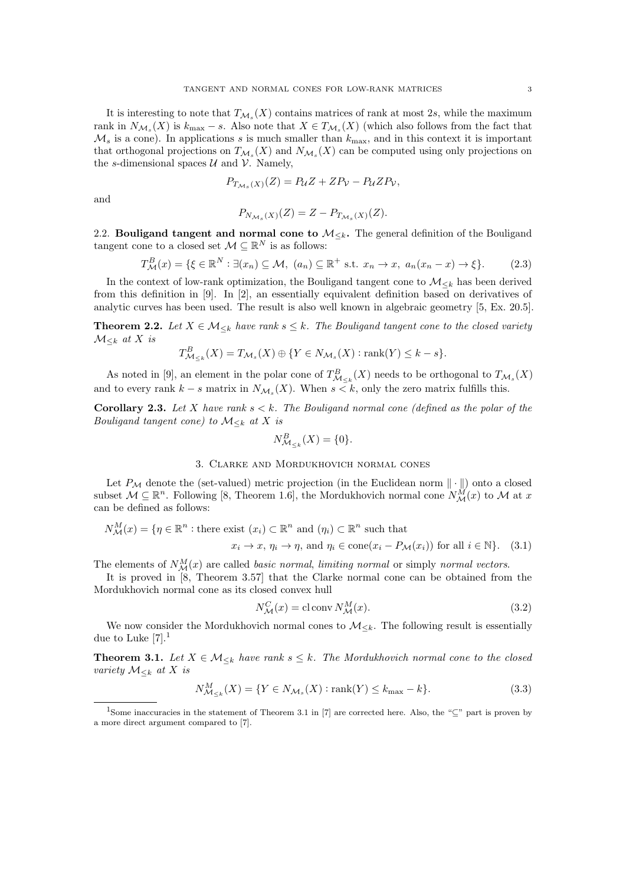It is interesting to note that $T_{\mathcal{M}_s}(X)$ contains matrices of rank at most $2s$, while the maximum rank in $N_{\mathcal{M}_s}(X)$ is $k_{\max} - s$. Also note that $X \in T_{\mathcal{M}_s}(X)$ (which also follows from the fact that $\mathcal{M}_s$ is a cone). In applications $s$ is much smaller than $k_{\max}$, and in this context it is important that orthogonal projections on $T_{\mathcal{M}_s}(X)$ and $N_{\mathcal{M}_s}(X)$ can be computed using only projections on the $s$-dimensional spaces $\mathcal{U}$ and $\mathcal{V}$. Namely,

$$P_{T_{\mathcal{M}_s}(X)}(Z) = P_{\mathcal{U}} Z + Z P_{\mathcal{V}} - P_{\mathcal{U}} Z P_{\mathcal{V}},$$

and

$$P_{N_{\mathcal{M}_s}(X)}(Z) = Z - P_{T_{\mathcal{M}_s}(X)}(Z).$$

**2.2. Bouligand tangent and normal cone to $\mathcal{M}_{\le k}$.** The general definition of the Bouligand tangent cone to a closed set $\mathcal{M} \subseteq \mathbb{R}^N$ is as follows:

$$T^B_{\mathcal{M}}(x) = \{\xi \in \mathbb{R}^N : \exists (x_n) \subseteq \mathcal{M},\ (a_n) \subseteq \mathbb{R}^+ \text{ s.t. } x_n \to x,\ a_n(x_n - x) \to \xi\}. \tag{2.3}$$

In the context of low-rank optimization, the Bouligand tangent cone to $\mathcal{M}_{\le k}$ has been derived from this definition in [9]. In [2], an essentially equivalent definition based on derivatives of analytic curves has been used. The result is also well known in algebraic geometry [5, Ex. 20.5].

**Theorem 2.2.** *Let $X \in \mathcal{M}_{\le k}$ have rank $s \le k$. The Bouligand tangent cone to the closed variety $\mathcal{M}_{\le k}$ at $X$ is*

$$T^B_{\mathcal{M}_{\le k}}(X) = T_{\mathcal{M}_s}(X) \oplus \{Y \in N_{\mathcal{M}_s}(X) : \operatorname{rank}(Y) \le k - s\}.$$

As noted in [9], an element in the polar cone of $T^B_{\mathcal{M}_{\le k}}(X)$ needs to be orthogonal to $T_{\mathcal{M}_s}(X)$ and to every rank $k - s$ matrix in $N_{\mathcal{M}_s}(X)$. When $s < k$, only the zero matrix fulfills this.

**Corollary 2.3.** *Let $X$ have rank $s < k$. The Bouligand normal cone (defined as the polar of the Bouligand tangent cone) to $\mathcal{M}_{\le k}$ at $X$ is*

$$N^B_{\mathcal{M}_{\le k}}(X) = \{0\}.$$

## 3. Clarke and Mordukhovich normal cones

Let $P_{\mathcal{M}}$ denote the (set-valued) metric projection (in the Euclidean norm $\|\cdot\|$) onto a closed subset $\mathcal{M} \subseteq \mathbb{R}^n$. Following [8, Theorem 1.6], the Mordukhovich normal cone $N^M_{\mathcal{M}}(x)$ to $\mathcal{M}$ at $x$ can be defined as follows:

$$\begin{aligned} N^M_{\mathcal{M}}(x) = \{\eta \in \mathbb{R}^n : &\text{ there exist } (x_i) \subset \mathbb{R}^n \text{ and } (\eta_i) \subset \mathbb{R}^n \text{ such that} \\ & x_i \to x,\ \eta_i \to \eta, \text{ and } \eta_i \in \operatorname{cone}(x_i - P_{\mathcal{M}}(x_i)) \text{ for all } i \in \mathbb{N}\}. \end{aligned} \tag{3.1}$$

The elements of $N^M_{\mathcal{M}}(x)$ are called *basic normal*, *limiting normal* or simply *normal vectors*.

It is proved in [8, Theorem 3.57] that the Clarke normal cone can be obtained from the Mordukhovich normal cone as its closed convex hull

$$N^C_{\mathcal{M}}(x) = \operatorname{cl}\operatorname{conv} N^M_{\mathcal{M}}(x). \tag{3.2}$$

We now consider the Mordukhovich normal cones to $\mathcal{M}_{\le k}$. The following result is essentially due to Luke [7].[1]

**Theorem 3.1.** *Let $X \in \mathcal{M}_{\le k}$ have rank $s \le k$. The Mordukhovich normal cone to the closed variety $\mathcal{M}_{\le k}$ at $X$ is*

$$N^M_{\mathcal{M}_{\le k}}(X) = \{Y \in N_{\mathcal{M}_s}(X) : \operatorname{rank}(Y) \le k_{\max} - k\}. \tag{3.3}$$

---

[1] Some inaccuracies in the statement of Theorem 3.1 in [7] are corrected here. Also, the "$\subseteq$" part is proven by a more direct argument compared to [7].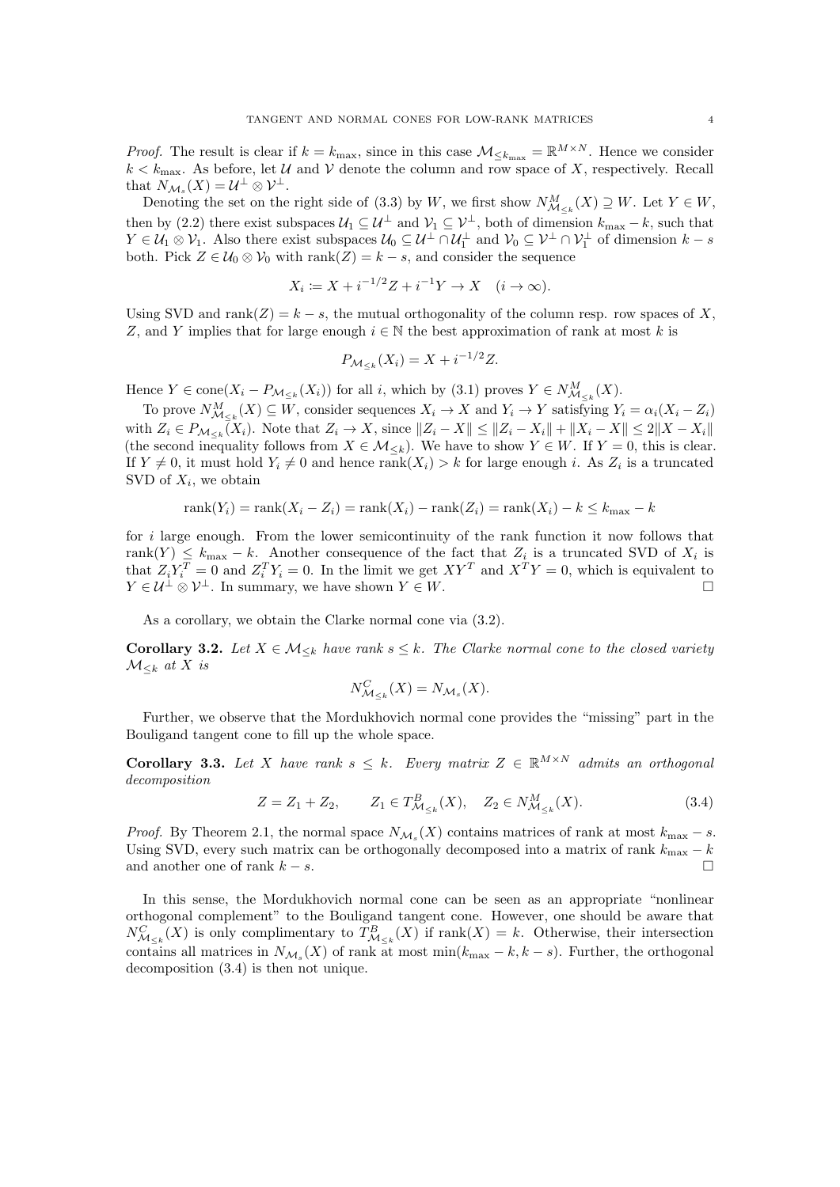*Proof.* The result is clear if $k = k_{\max}$, since in this case $\mathcal{M}_{\leq k_{\max}} = \mathbb{R}^{M \times N}$. Hence we consider $k < k_{\max}$. As before, let $\mathcal{U}$ and $\mathcal{V}$ denote the column and row space of $X$, respectively. Recall that $N_{\mathcal{M}_s}(X) = \mathcal{U}^\perp \otimes \mathcal{V}^\perp$.

Denoting the set on the right side of (3.3) by $W$, we first show $N^M_{\mathcal{M}_{\leq k}}(X) \supseteq W$. Let $Y \in W$, then by (2.2) there exist subspaces $\mathcal{U}_1 \subseteq \mathcal{U}^\perp$ and $\mathcal{V}_1 \subseteq \mathcal{V}^\perp$, both of dimension $k_{\max} - k$, such that $Y \in \mathcal{U}_1 \otimes \mathcal{V}_1$. Also there exist subspaces $\mathcal{U}_0 \subseteq \mathcal{U}^\perp \cap \mathcal{U}_1^\perp$ and $\mathcal{V}_0 \subseteq \mathcal{V}^\perp \cap \mathcal{V}_1^\perp$ of dimension $k - s$ both. Pick $Z \in \mathcal{U}_0 \otimes \mathcal{V}_0$ with $\operatorname{rank}(Z) = k - s$, and consider the sequence

$$X_i \coloneqq X + i^{-1/2} Z + i^{-1} Y \to X \quad (i \to \infty).$$

Using SVD and $\operatorname{rank}(Z) = k - s$, the mutual orthogonality of the column resp. row spaces of $X$, $Z$, and $Y$ implies that for large enough $i \in \mathbb{N}$ the best approximation of rank at most $k$ is

$$P_{\mathcal{M}_{\leq k}}(X_i) = X + i^{-1/2} Z.$$

Hence $Y \in \operatorname{cone}(X_i - P_{\mathcal{M}_{\leq k}}(X_i))$ for all $i$, which by (3.1) proves $Y \in N^M_{\mathcal{M}_{\leq k}}(X)$.

To prove $N^M_{\mathcal{M}_{\leq k}}(X) \subseteq W$, consider sequences $X_i \to X$ and $Y_i \to Y$ satisfying $Y_i = \alpha_i (X_i - Z_i)$ with $Z_i \in P_{\mathcal{M}_{\leq k}}(X_i)$. Note that $Z_i \to X$, since $\|Z_i - X\| \leq \|Z_i - X_i\| + \|X_i - X\| \leq 2\|X - X_i\|$ (the second inequality follows from $X \in \mathcal{M}_{\leq k}$). We have to show $Y \in W$. If $Y = 0$, this is clear. If $Y \neq 0$, it must hold $Y_i \neq 0$ and hence $\operatorname{rank}(X_i) > k$ for large enough $i$. As $Z_i$ is a truncated SVD of $X_i$, we obtain

$$\operatorname{rank}(Y_i) = \operatorname{rank}(X_i - Z_i) = \operatorname{rank}(X_i) - \operatorname{rank}(Z_i) = \operatorname{rank}(X_i) - k \leq k_{\max} - k$$

for $i$ large enough. From the lower semicontinuity of the rank function it now follows that $\operatorname{rank}(Y) \leq k_{\max} - k$. Another consequence of the fact that $Z_i$ is a truncated SVD of $X_i$ is that $Z_i Y_i^T = 0$ and $Z_i^T Y_i = 0$. In the limit we get $XY^T$ and $X^T Y = 0$, which is equivalent to $Y \in \mathcal{U}^\perp \otimes \mathcal{V}^\perp$. In summary, we have shown $Y \in W$. $\square$

As a corollary, we obtain the Clarke normal cone via (3.2).

**Corollary 3.2.** *Let $X \in \mathcal{M}_{\leq k}$ have rank $s \leq k$. The Clarke normal cone to the closed variety $\mathcal{M}_{\leq k}$ at $X$ is*

$$N^C_{\mathcal{M}_{\leq k}}(X) = N_{\mathcal{M}_s}(X).$$

Further, we observe that the Mordukhovich normal cone provides the "missing" part in the Bouligand tangent cone to fill up the whole space.

**Corollary 3.3.** *Let $X$ have rank $s \leq k$. Every matrix $Z \in \mathbb{R}^{M \times N}$ admits an orthogonal decomposition*

$$Z = Z_1 + Z_2, \qquad Z_1 \in T^B_{\mathcal{M}_{\leq k}}(X), \quad Z_2 \in N^M_{\mathcal{M}_{\leq k}}(X). \tag{3.4}$$

*Proof.* By Theorem 2.1, the normal space $N_{\mathcal{M}_s}(X)$ contains matrices of rank at most $k_{\max} - s$. Using SVD, every such matrix can be orthogonally decomposed into a matrix of rank $k_{\max} - k$ and another one of rank $k - s$. $\square$

In this sense, the Mordukhovich normal cone can be seen as an appropriate "nonlinear orthogonal complement" to the Bouligand tangent cone. However, one should be aware that $N^C_{\mathcal{M}_{\leq k}}(X)$ is only complimentary to $T^B_{\mathcal{M}_{\leq k}}(X)$ if $\operatorname{rank}(X) = k$. Otherwise, their intersection contains all matrices in $N_{\mathcal{M}_s}(X)$ of rank at most $\min(k_{\max} - k, k - s)$. Further, the orthogonal decomposition (3.4) is then not unique.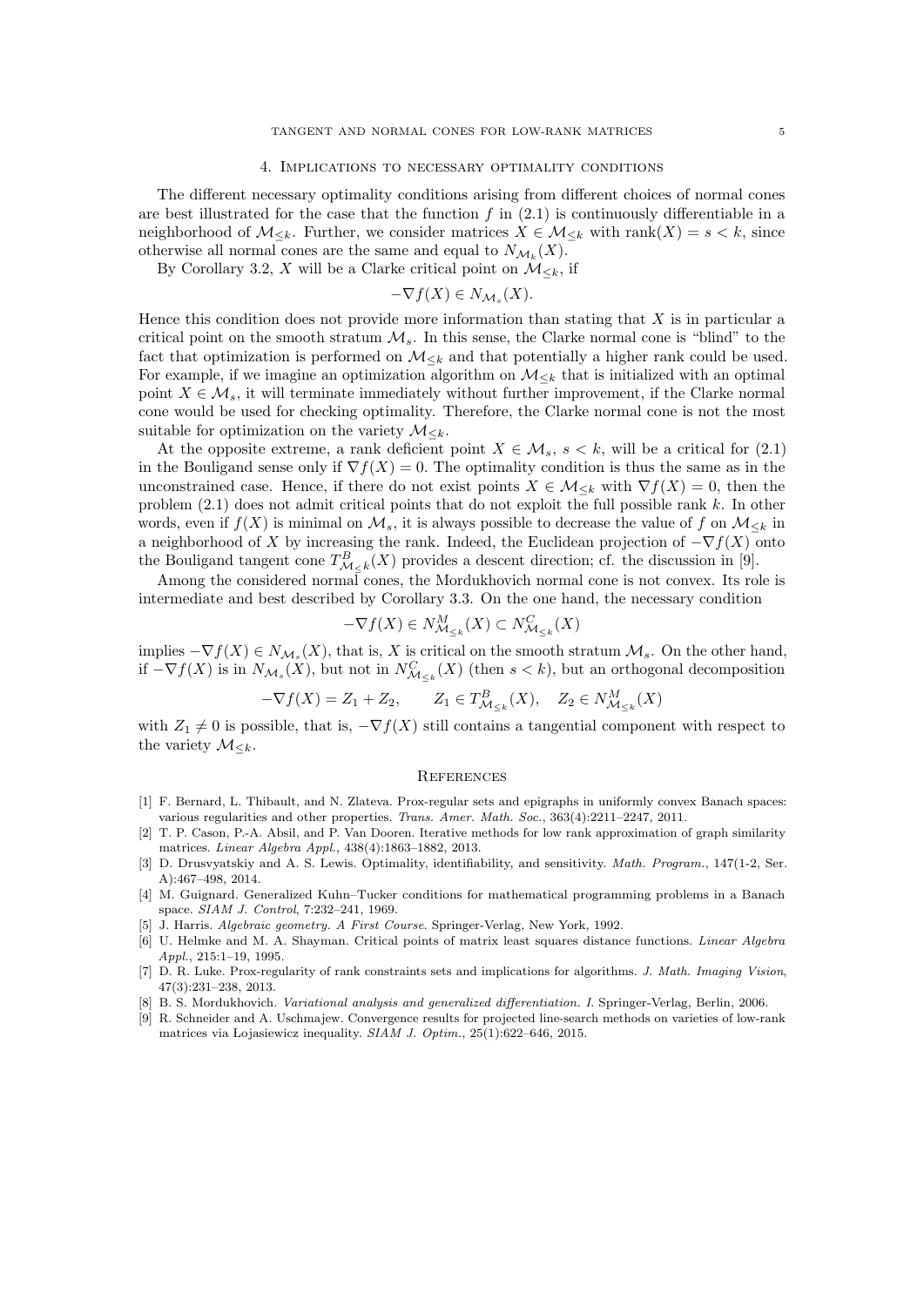## 4. Implications to necessary optimality conditions

The different necessary optimality conditions arising from different choices of normal cones are best illustrated for the case that the function $f$ in (2.1) is continuously differentiable in a neighborhood of $\mathcal{M}_{\leq k}$. Further, we consider matrices $X \in \mathcal{M}_{\leq k}$ with $\operatorname{rank}(X) = s < k$, since otherwise all normal cones are the same and equal to $N_{\mathcal{M}_k}(X)$.

By Corollary 3.2, $X$ will be a Clarke critical point on $\mathcal{M}_{\leq k}$, if

$$-\nabla f(X) \in N_{\mathcal{M}_s}(X).$$

Hence this condition does not provide more information than stating that $X$ is in particular a critical point on the smooth stratum $\mathcal{M}_s$. In this sense, the Clarke normal cone is "blind" to the fact that optimization is performed on $\mathcal{M}_{\leq k}$ and that potentially a higher rank could be used. For example, if we imagine an optimization algorithm on $\mathcal{M}_{\leq k}$ that is initialized with an optimal point $X \in \mathcal{M}_s$, it will terminate immediately without further improvement, if the Clarke normal cone would be used for checking optimality. Therefore, the Clarke normal cone is not the most suitable for optimization on the variety $\mathcal{M}_{\leq k}$.

At the opposite extreme, a rank deficient point $X \in \mathcal{M}_s$, $s < k$, will be a critical for (2.1) in the Bouligand sense only if $\nabla f(X) = 0$. The optimality condition is thus the same as in the unconstrained case. Hence, if there do not exist points $X \in \mathcal{M}_{\leq k}$ with $\nabla f(X) = 0$, then the problem (2.1) does not admit critical points that do not exploit the full possible rank $k$. In other words, even if $f(X)$ is minimal on $\mathcal{M}_s$, it is always possible to decrease the value of $f$ on $\mathcal{M}_{\leq k}$ in a neighborhood of $X$ by increasing the rank. Indeed, the Euclidean projection of $-\nabla f(X)$ onto the Bouligand tangent cone $T^B_{\mathcal{M}_{\leq k}}(X)$ provides a descent direction; cf. the discussion in [9].

Among the considered normal cones, the Mordukhovich normal cone is not convex. Its role is intermediate and best described by Corollary 3.3. On the one hand, the necessary condition

$$-\nabla f(X) \in N^M_{\mathcal{M}_{\leq k}}(X) \subset N^C_{\mathcal{M}_{\leq k}}(X)$$

implies $-\nabla f(X) \in N_{\mathcal{M}_s}(X)$, that is, $X$ is critical on the smooth stratum $\mathcal{M}_s$. On the other hand, if $-\nabla f(X)$ is in $N_{\mathcal{M}_s}(X)$, but not in $N^C_{\mathcal{M}_{\leq k}}(X)$ (then $s < k$), but an orthogonal decomposition

$$-\nabla f(X) = Z_1 + Z_2, \qquad Z_1 \in T^B_{\mathcal{M}_{\leq k}}(X), \quad Z_2 \in N^M_{\mathcal{M}_{\leq k}}(X)$$

with $Z_1 \neq 0$ is possible, that is, $-\nabla f(X)$ still contains a tangential component with respect to the variety $\mathcal{M}_{\leq k}$.

## References

[1] F. Bernard, L. Thibault, and N. Zlateva. Prox-regular sets and epigraphs in uniformly convex Banach spaces: various regularities and other properties. *Trans. Amer. Math. Soc.*, 363(4):2211–2247, 2011.

[2] T. P. Cason, P.-A. Absil, and P. Van Dooren. Iterative methods for low rank approximation of graph similarity matrices. *Linear Algebra Appl.*, 438(4):1863–1882, 2013.

[3] D. Drusvyatskiy and A. S. Lewis. Optimality, identifiability, and sensitivity. *Math. Program.*, 147(1-2, Ser. A):467–498, 2014.

[4] M. Guignard. Generalized Kuhn–Tucker conditions for mathematical programming problems in a Banach space. *SIAM J. Control*, 7:232–241, 1969.

[5] J. Harris. *Algebraic geometry. A First Course.* Springer-Verlag, New York, 1992.

[6] U. Helmke and M. A. Shayman. Critical points of matrix least squares distance functions. *Linear Algebra Appl.*, 215:1–19, 1995.

[7] D. R. Luke. Prox-regularity of rank constraints sets and implications for algorithms. *J. Math. Imaging Vision*, 47(3):231–238, 2013.

[8] B. S. Mordukhovich. *Variational analysis and generalized differentiation. I.* Springer-Verlag, Berlin, 2006.

[9] R. Schneider and A. Uschmajew. Convergence results for projected line-search methods on varieties of low-rank matrices via Łojasiewicz inequality. *SIAM J. Optim.*, 25(1):622–646, 2015.